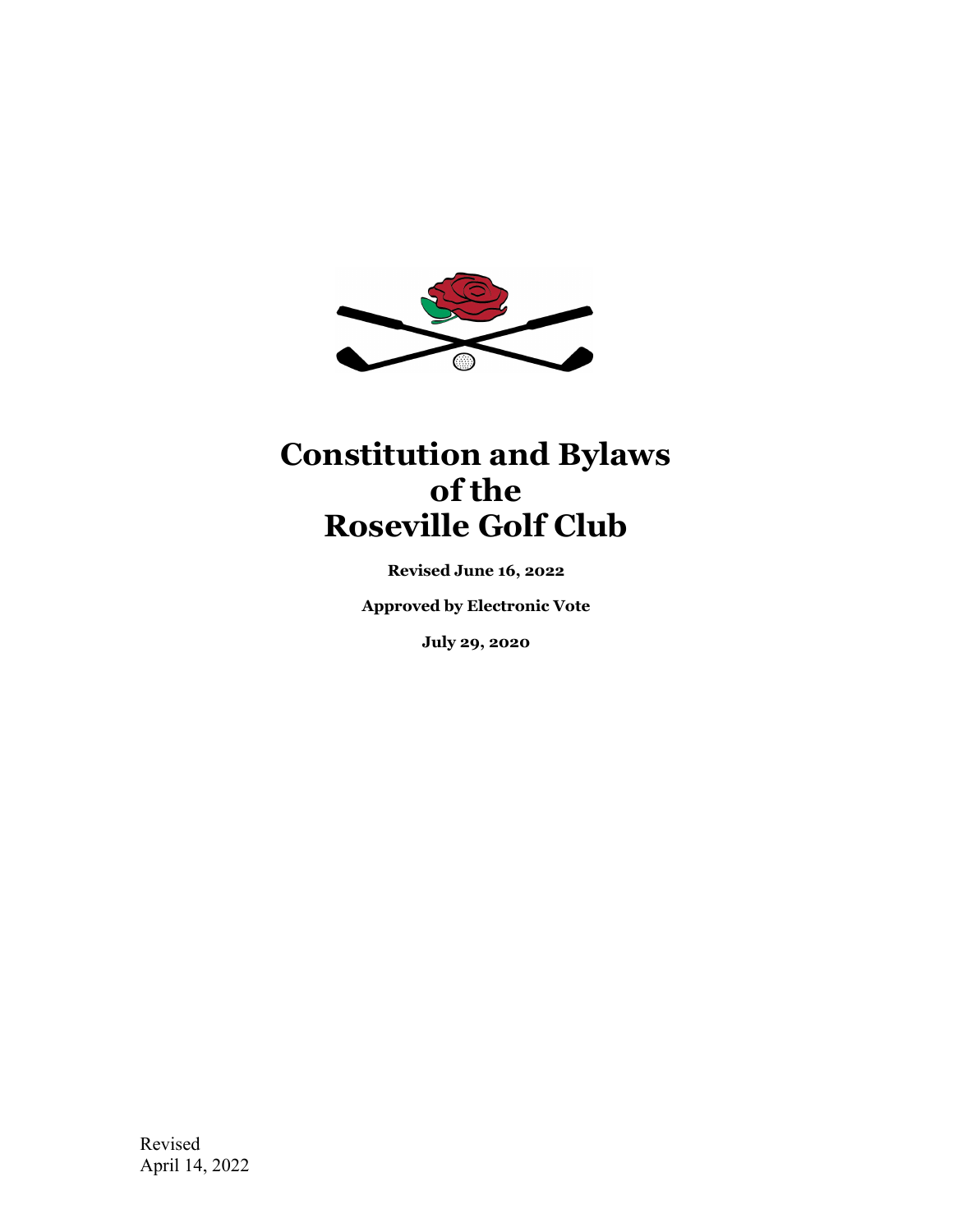# Constitution and Bylaws of the Roseville Golf Club

**Revised June 16, 2022**

**Approved by Electronic Vote**

**July 29, 2020**

Revised
April 14, 2022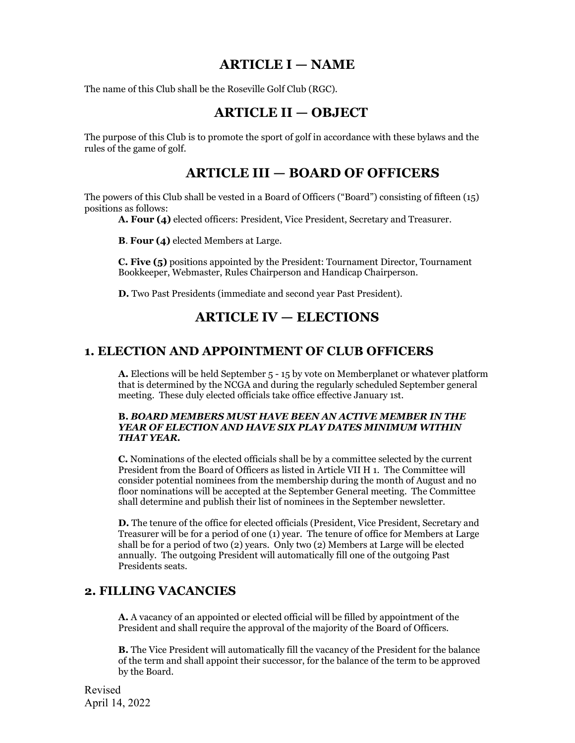# ARTICLE I — NAME

The name of this Club shall be the Roseville Golf Club (RGC).

# ARTICLE II — OBJECT

The purpose of this Club is to promote the sport of golf in accordance with these bylaws and the rules of the game of golf.

# ARTICLE III — BOARD OF OFFICERS

The powers of this Club shall be vested in a Board of Officers ("Board") consisting of fifteen (15) positions as follows:

**A. Four (4)** elected officers: President, Vice President, Secretary and Treasurer.

**B**. **Four (4)** elected Members at Large.

**C. Five (5)** positions appointed by the President: Tournament Director, Tournament Bookkeeper, Webmaster, Rules Chairperson and Handicap Chairperson.

**D.** Two Past Presidents (immediate and second year Past President).

# ARTICLE IV — ELECTIONS

## 1. ELECTION AND APPOINTMENT OF CLUB OFFICERS

**A.** Elections will be held September 5 - 15 by vote on Memberplanet or whatever platform that is determined by the NCGA and during the regularly scheduled September general meeting. These duly elected officials take office effective January 1st.

**B.** ***BOARD MEMBERS MUST HAVE BEEN AN ACTIVE MEMBER IN THE YEAR OF ELECTION AND HAVE SIX PLAY DATES MINIMUM WITHIN THAT YEAR.***

**C.** Nominations of the elected officials shall be by a committee selected by the current President from the Board of Officers as listed in Article VII H 1. The Committee will consider potential nominees from the membership during the month of August and no floor nominations will be accepted at the September General meeting. The Committee shall determine and publish their list of nominees in the September newsletter.

**D.** The tenure of the office for elected officials (President, Vice President, Secretary and Treasurer will be for a period of one (1) year. The tenure of office for Members at Large shall be for a period of two (2) years. Only two (2) Members at Large will be elected annually. The outgoing President will automatically fill one of the outgoing Past Presidents seats.

## 2. FILLING VACANCIES

**A.** A vacancy of an appointed or elected official will be filled by appointment of the President and shall require the approval of the majority of the Board of Officers.

**B.** The Vice President will automatically fill the vacancy of the President for the balance of the term and shall appoint their successor, for the balance of the term to be approved by the Board.

Revised
April 14, 2022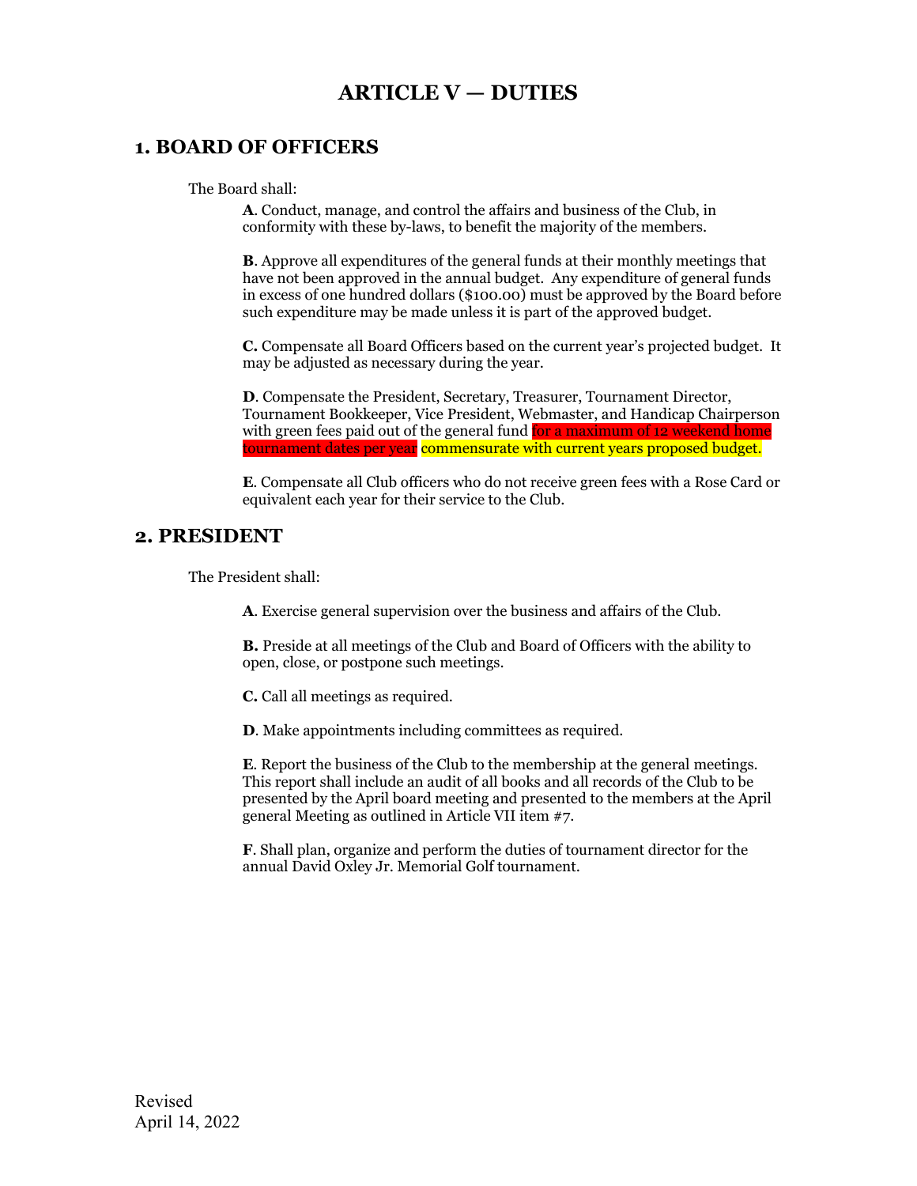# ARTICLE V — DUTIES

## 1. BOARD OF OFFICERS

The Board shall:

**A**. Conduct, manage, and control the affairs and business of the Club, in conformity with these by-laws, to benefit the majority of the members.

**B**. Approve all expenditures of the general funds at their monthly meetings that have not been approved in the annual budget. Any expenditure of general funds in excess of one hundred dollars ($100.00) must be approved by the Board before such expenditure may be made unless it is part of the approved budget.

**C.** Compensate all Board Officers based on the current year's projected budget. It may be adjusted as necessary during the year.

**D**. Compensate the President, Secretary, Treasurer, Tournament Director, Tournament Bookkeeper, Vice President, Webmaster, and Handicap Chairperson with green fees paid out of the general fund for a maximum of 12 weekend home tournament dates per year commensurate with current years proposed budget.

**E**. Compensate all Club officers who do not receive green fees with a Rose Card or equivalent each year for their service to the Club.

## 2. PRESIDENT

The President shall:

**A**. Exercise general supervision over the business and affairs of the Club.

**B.** Preside at all meetings of the Club and Board of Officers with the ability to open, close, or postpone such meetings.

**C.** Call all meetings as required.

**D**. Make appointments including committees as required.

**E**. Report the business of the Club to the membership at the general meetings. This report shall include an audit of all books and all records of the Club to be presented by the April board meeting and presented to the members at the April general Meeting as outlined in Article VII item #7.

**F**. Shall plan, organize and perform the duties of tournament director for the annual David Oxley Jr. Memorial Golf tournament.

Revised
April 14, 2022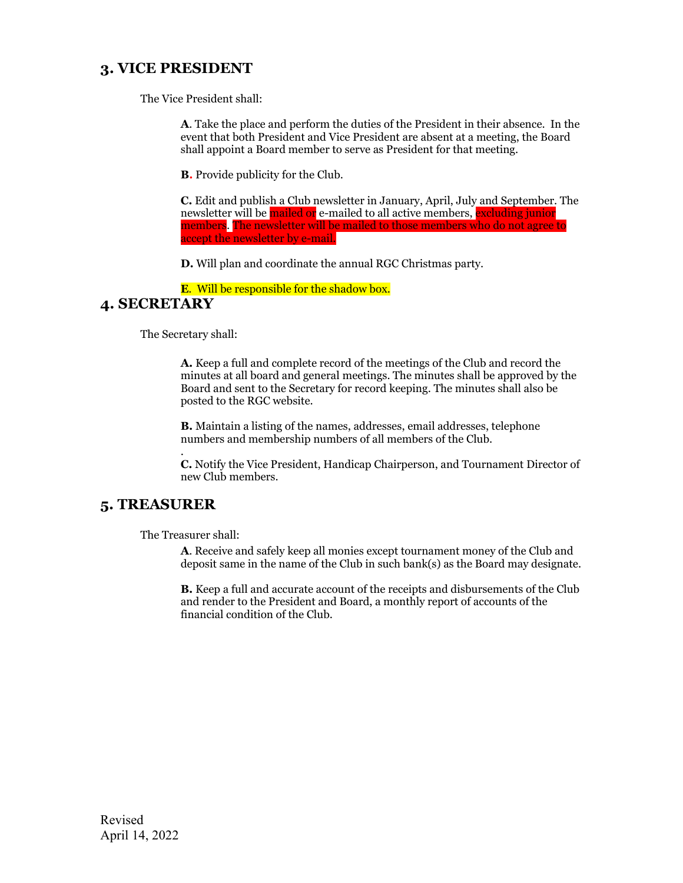## 3. VICE PRESIDENT

The Vice President shall:

**A**. Take the place and perform the duties of the President in their absence. In the event that both President and Vice President are absent at a meeting, the Board shall appoint a Board member to serve as President for that meeting.

**B.** Provide publicity for the Club.

**C.** Edit and publish a Club newsletter in January, April, July and September. The newsletter will be mailed or e-mailed to all active members, excluding junior members. The newsletter will be mailed to those members who do not agree to accept the newsletter by e-mail.

**D.** Will plan and coordinate the annual RGC Christmas party.

**E**. Will be responsible for the shadow box.

## 4. SECRETARY

The Secretary shall:

**A.** Keep a full and complete record of the meetings of the Club and record the minutes at all board and general meetings. The minutes shall be approved by the Board and sent to the Secretary for record keeping. The minutes shall also be posted to the RGC website.

**B.** Maintain a listing of the names, addresses, email addresses, telephone numbers and membership numbers of all members of the Club.

.

**C.** Notify the Vice President, Handicap Chairperson, and Tournament Director of new Club members.

## 5. TREASURER

The Treasurer shall:

**A**. Receive and safely keep all monies except tournament money of the Club and deposit same in the name of the Club in such bank(s) as the Board may designate.

**B.** Keep a full and accurate account of the receipts and disbursements of the Club and render to the President and Board, a monthly report of accounts of the financial condition of the Club.

Revised
April 14, 2022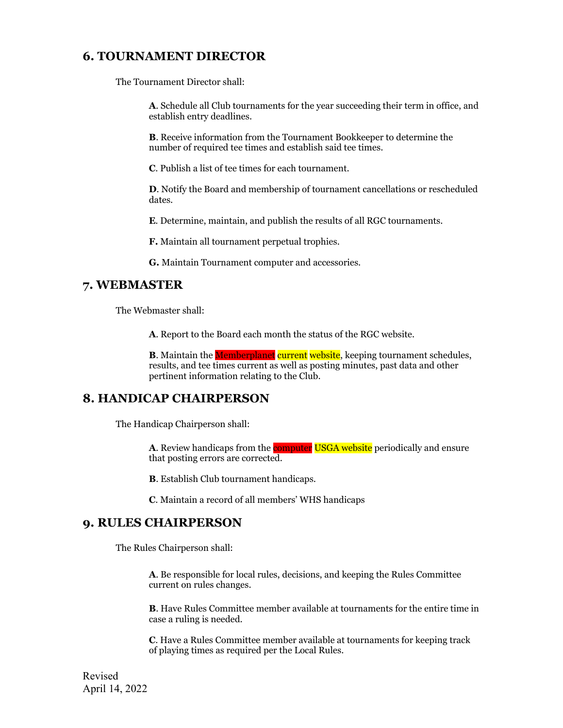## 6. TOURNAMENT DIRECTOR

The Tournament Director shall:

**A**. Schedule all Club tournaments for the year succeeding their term in office, and establish entry deadlines.

**B**. Receive information from the Tournament Bookkeeper to determine the number of required tee times and establish said tee times.

**C**. Publish a list of tee times for each tournament.

**D**. Notify the Board and membership of tournament cancellations or rescheduled dates.

**E**. Determine, maintain, and publish the results of all RGC tournaments.

**F.** Maintain all tournament perpetual trophies.

**G.** Maintain Tournament computer and accessories.

## 7. WEBMASTER

The Webmaster shall:

**A**. Report to the Board each month the status of the RGC website.

**B**. Maintain the Memberplanet current website, keeping tournament schedules, results, and tee times current as well as posting minutes, past data and other pertinent information relating to the Club.

## 8. HANDICAP CHAIRPERSON

The Handicap Chairperson shall:

**A**. Review handicaps from the computer USGA website periodically and ensure that posting errors are corrected.

**B**. Establish Club tournament handicaps.

**C**. Maintain a record of all members' WHS handicaps

## 9. RULES CHAIRPERSON

The Rules Chairperson shall:

**A**. Be responsible for local rules, decisions, and keeping the Rules Committee current on rules changes.

**B**. Have Rules Committee member available at tournaments for the entire time in case a ruling is needed.

**C**. Have a Rules Committee member available at tournaments for keeping track of playing times as required per the Local Rules.

Revised
April 14, 2022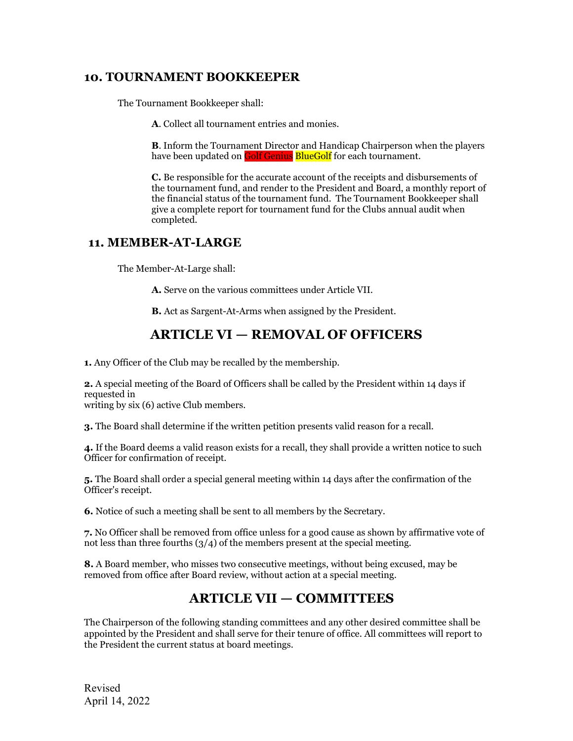### 10. TOURNAMENT BOOKKEEPER

The Tournament Bookkeeper shall:

**A**. Collect all tournament entries and monies.

**B**. Inform the Tournament Director and Handicap Chairperson when the players have been updated on Golf Genius BlueGolf for each tournament.

**C.** Be responsible for the accurate account of the receipts and disbursements of the tournament fund, and render to the President and Board, a monthly report of the financial status of the tournament fund. The Tournament Bookkeeper shall give a complete report for tournament fund for the Clubs annual audit when completed.

### 11. MEMBER-AT-LARGE

The Member-At-Large shall:

**A.** Serve on the various committees under Article VII.

**B.** Act as Sargent-At-Arms when assigned by the President.

## ARTICLE VI — REMOVAL OF OFFICERS

**1.** Any Officer of the Club may be recalled by the membership.

**2.** A special meeting of the Board of Officers shall be called by the President within 14 days if requested in writing by six (6) active Club members.

**3.** The Board shall determine if the written petition presents valid reason for a recall.

**4.** If the Board deems a valid reason exists for a recall, they shall provide a written notice to such Officer for confirmation of receipt.

**5.** The Board shall order a special general meeting within 14 days after the confirmation of the Officer's receipt.

**6.** Notice of such a meeting shall be sent to all members by the Secretary.

**7.** No Officer shall be removed from office unless for a good cause as shown by affirmative vote of not less than three fourths (3/4) of the members present at the special meeting.

**8.** A Board member, who misses two consecutive meetings, without being excused, may be removed from office after Board review, without action at a special meeting.

## ARTICLE VII — COMMITTEES

The Chairperson of the following standing committees and any other desired committee shall be appointed by the President and shall serve for their tenure of office. All committees will report to the President the current status at board meetings.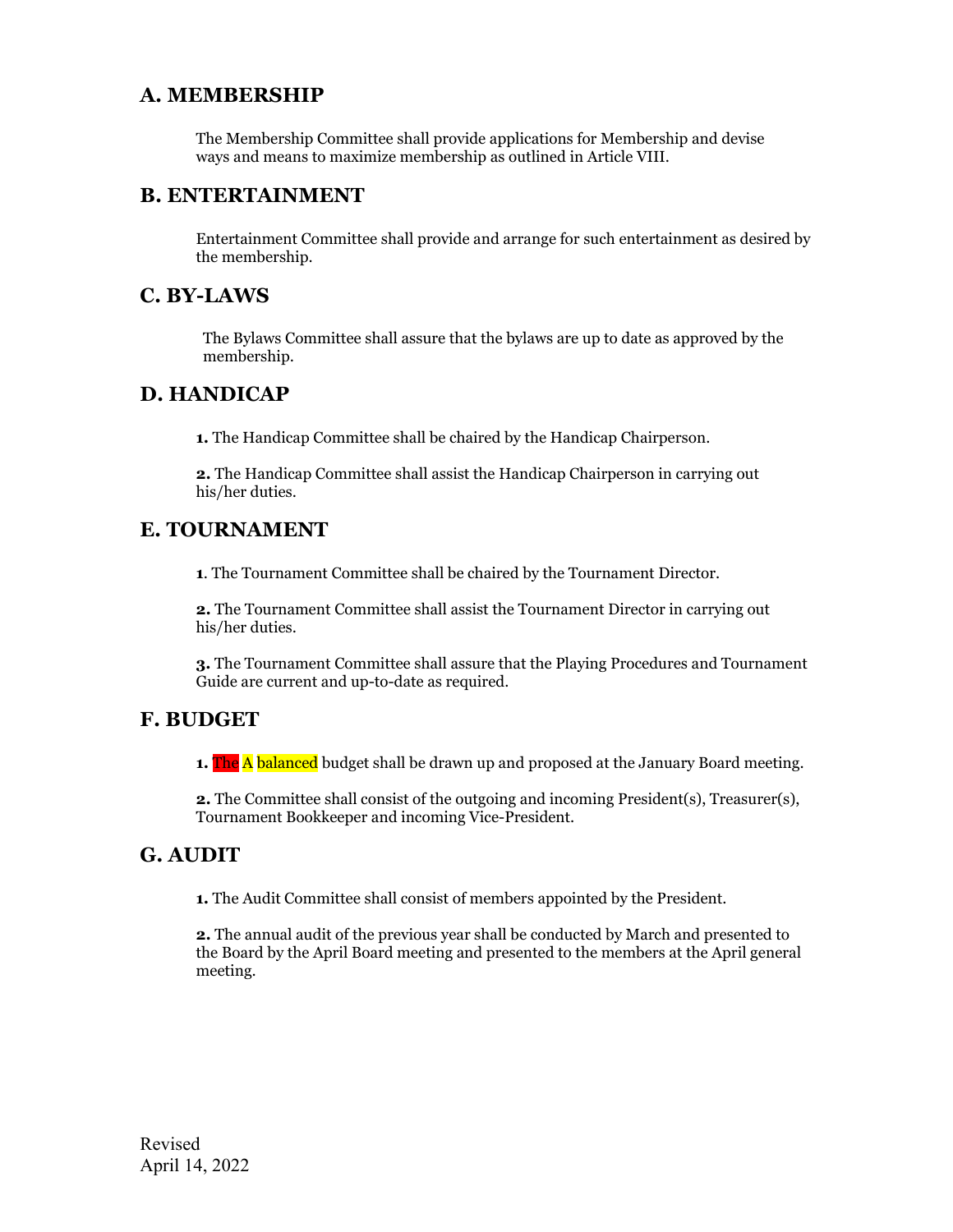## A. MEMBERSHIP

The Membership Committee shall provide applications for Membership and devise ways and means to maximize membership as outlined in Article VIII.

## B. ENTERTAINMENT

Entertainment Committee shall provide and arrange for such entertainment as desired by the membership.

## C. BY-LAWS

The Bylaws Committee shall assure that the bylaws are up to date as approved by the membership.

## D. HANDICAP

**1.** The Handicap Committee shall be chaired by the Handicap Chairperson.

**2.** The Handicap Committee shall assist the Handicap Chairperson in carrying out his/her duties.

## E. TOURNAMENT

**1**. The Tournament Committee shall be chaired by the Tournament Director.

**2.** The Tournament Committee shall assist the Tournament Director in carrying out his/her duties.

**3.** The Tournament Committee shall assure that the Playing Procedures and Tournament Guide are current and up-to-date as required.

## F. BUDGET

**1.** The A balanced budget shall be drawn up and proposed at the January Board meeting.

**2.** The Committee shall consist of the outgoing and incoming President(s), Treasurer(s), Tournament Bookkeeper and incoming Vice-President.

## G. AUDIT

**1.** The Audit Committee shall consist of members appointed by the President.

**2.** The annual audit of the previous year shall be conducted by March and presented to the Board by the April Board meeting and presented to the members at the April general meeting.

Revised
April 14, 2022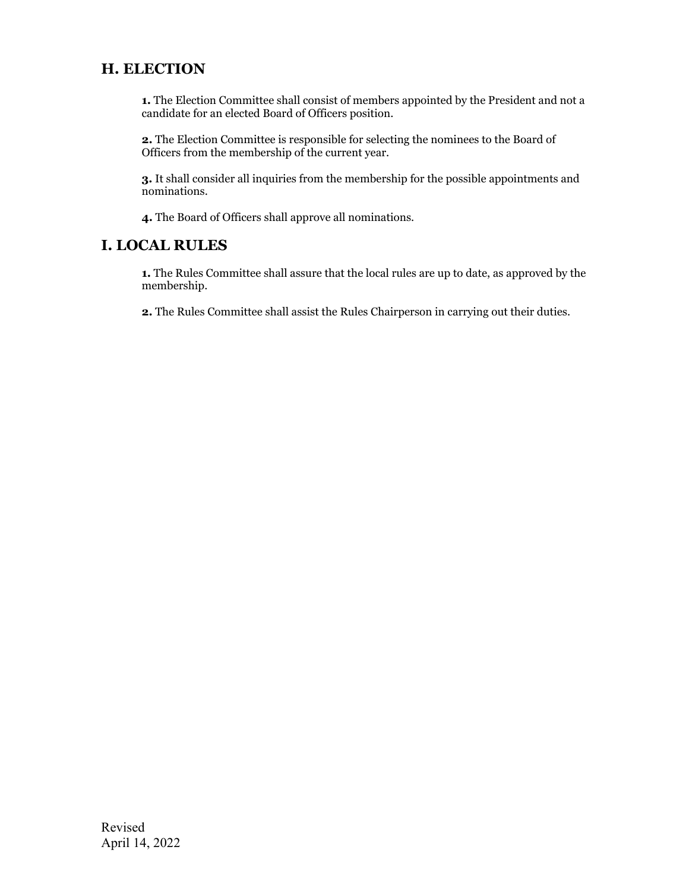## H. ELECTION

**1.** The Election Committee shall consist of members appointed by the President and not a candidate for an elected Board of Officers position.

**2.** The Election Committee is responsible for selecting the nominees to the Board of Officers from the membership of the current year.

**3.** It shall consider all inquiries from the membership for the possible appointments and nominations.

**4.** The Board of Officers shall approve all nominations.

## I. LOCAL RULES

**1.** The Rules Committee shall assure that the local rules are up to date, as approved by the membership.

**2.** The Rules Committee shall assist the Rules Chairperson in carrying out their duties.

Revised
April 14, 2022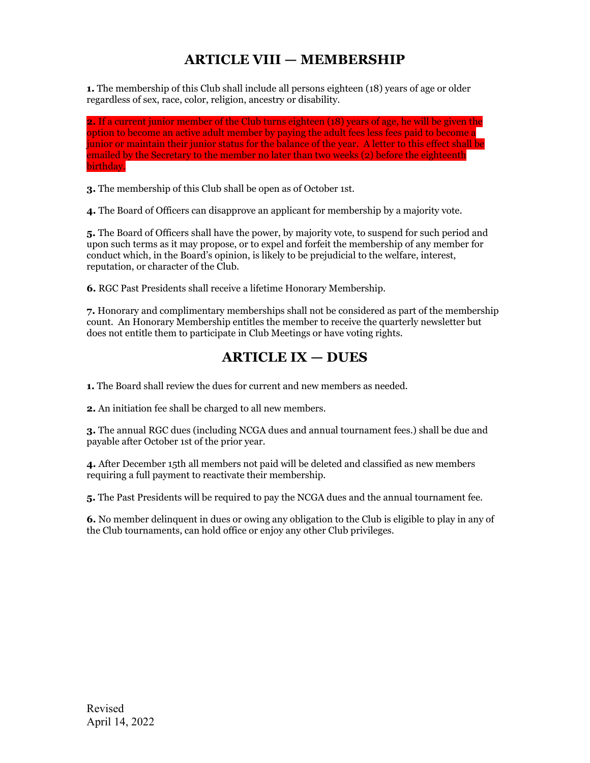## ARTICLE VIII — MEMBERSHIP

**1.** The membership of this Club shall include all persons eighteen (18) years of age or older regardless of sex, race, color, religion, ancestry or disability.

**2.** If a current junior member of the Club turns eighteen (18) years of age, he will be given the option to become an active adult member by paying the adult fees less fees paid to become a junior or maintain their junior status for the balance of the year. A letter to this effect shall be emailed by the Secretary to the member no later than two weeks (2) before the eighteenth birthday.

**3.** The membership of this Club shall be open as of October 1st.

**4.** The Board of Officers can disapprove an applicant for membership by a majority vote.

**5.** The Board of Officers shall have the power, by majority vote, to suspend for such period and upon such terms as it may propose, or to expel and forfeit the membership of any member for conduct which, in the Board's opinion, is likely to be prejudicial to the welfare, interest, reputation, or character of the Club.

**6.** RGC Past Presidents shall receive a lifetime Honorary Membership.

**7.** Honorary and complimentary memberships shall not be considered as part of the membership count. An Honorary Membership entitles the member to receive the quarterly newsletter but does not entitle them to participate in Club Meetings or have voting rights.

## ARTICLE IX — DUES

**1.** The Board shall review the dues for current and new members as needed.

**2.** An initiation fee shall be charged to all new members.

**3.** The annual RGC dues (including NCGA dues and annual tournament fees.) shall be due and payable after October 1st of the prior year.

**4.** After December 15th all members not paid will be deleted and classified as new members requiring a full payment to reactivate their membership.

**5.** The Past Presidents will be required to pay the NCGA dues and the annual tournament fee.

**6.** No member delinquent in dues or owing any obligation to the Club is eligible to play in any of the Club tournaments, can hold office or enjoy any other Club privileges.

Revised
April 14, 2022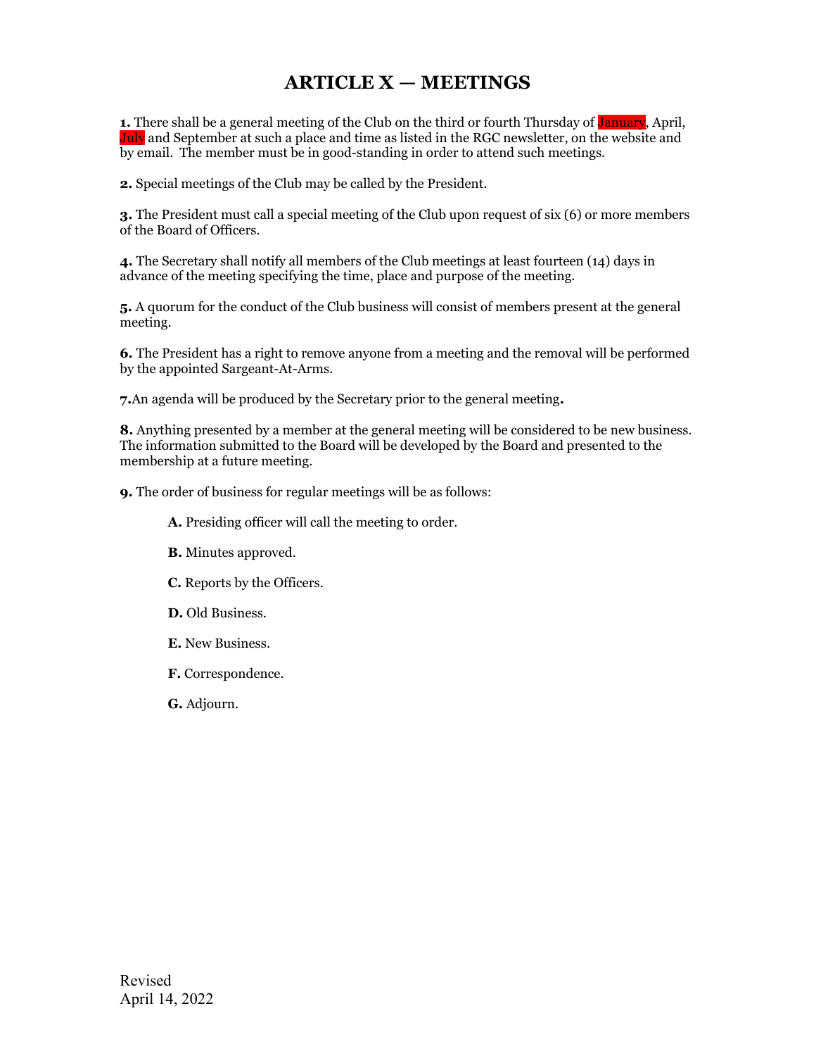# ARTICLE X — MEETINGS

**1.** There shall be a general meeting of the Club on the third or fourth Thursday of January, April, July and September at such a place and time as listed in the RGC newsletter, on the website and by email. The member must be in good-standing in order to attend such meetings.

**2.** Special meetings of the Club may be called by the President.

**3.** The President must call a special meeting of the Club upon request of six (6) or more members of the Board of Officers.

**4.** The Secretary shall notify all members of the Club meetings at least fourteen (14) days in advance of the meeting specifying the time, place and purpose of the meeting.

**5.** A quorum for the conduct of the Club business will consist of members present at the general meeting.

**6.** The President has a right to remove anyone from a meeting and the removal will be performed by the appointed Sargeant-At-Arms.

**7.**An agenda will be produced by the Secretary prior to the general meeting**.**

**8.** Anything presented by a member at the general meeting will be considered to be new business. The information submitted to the Board will be developed by the Board and presented to the membership at a future meeting.

**9.** The order of business for regular meetings will be as follows:

- **A.** Presiding officer will call the meeting to order.
- **B.** Minutes approved.
- **C.** Reports by the Officers.
- **D.** Old Business.
- **E.** New Business.
- **F.** Correspondence.
- **G.** Adjourn.

Revised
April 14, 2022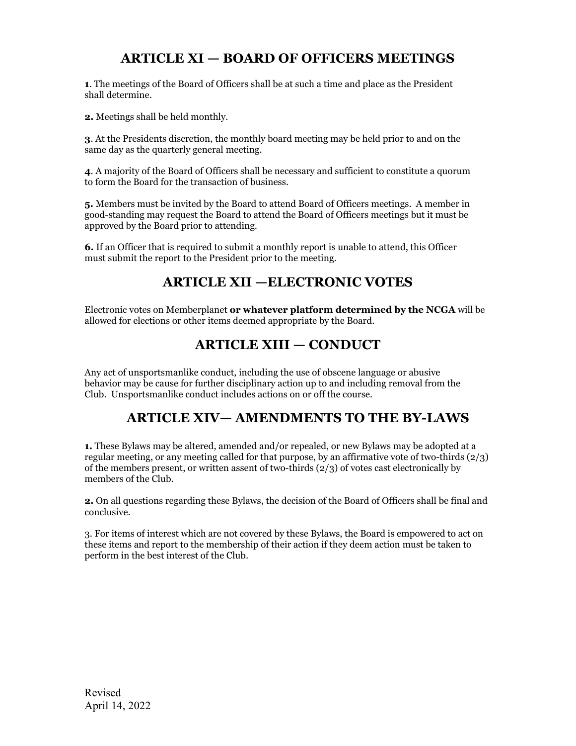## ARTICLE XI — BOARD OF OFFICERS MEETINGS

**1**. The meetings of the Board of Officers shall be at such a time and place as the President shall determine.

**2.** Meetings shall be held monthly.

**3**. At the Presidents discretion, the monthly board meeting may be held prior to and on the same day as the quarterly general meeting.

**4**. A majority of the Board of Officers shall be necessary and sufficient to constitute a quorum to form the Board for the transaction of business.

**5.** Members must be invited by the Board to attend Board of Officers meetings. A member in good-standing may request the Board to attend the Board of Officers meetings but it must be approved by the Board prior to attending.

**6.** If an Officer that is required to submit a monthly report is unable to attend, this Officer must submit the report to the President prior to the meeting.

## ARTICLE XII —ELECTRONIC VOTES

Electronic votes on Memberplanet **or whatever platform determined by the NCGA** will be allowed for elections or other items deemed appropriate by the Board.

## ARTICLE XIII — CONDUCT

Any act of unsportsmanlike conduct, including the use of obscene language or abusive behavior may be cause for further disciplinary action up to and including removal from the Club. Unsportsmanlike conduct includes actions on or off the course.

## ARTICLE XIV— AMENDMENTS TO THE BY-LAWS

**1.** These Bylaws may be altered, amended and/or repealed, or new Bylaws may be adopted at a regular meeting, or any meeting called for that purpose, by an affirmative vote of two-thirds (2/3) of the members present, or written assent of two-thirds (2/3) of votes cast electronically by members of the Club.

**2.** On all questions regarding these Bylaws, the decision of the Board of Officers shall be final and conclusive.

3. For items of interest which are not covered by these Bylaws, the Board is empowered to act on these items and report to the membership of their action if they deem action must be taken to perform in the best interest of the Club.

Revised
April 14, 2022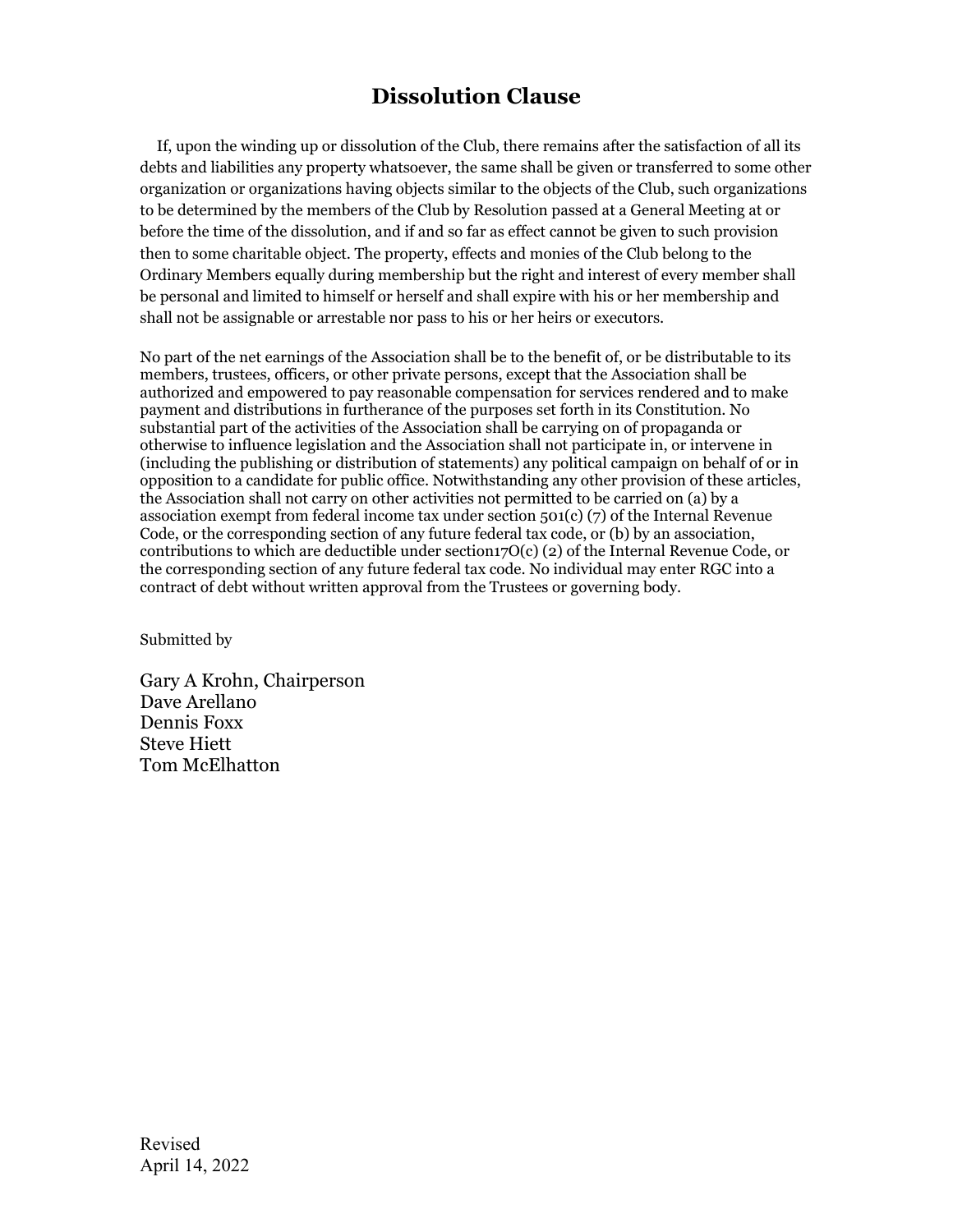# Dissolution Clause

If, upon the winding up or dissolution of the Club, there remains after the satisfaction of all its debts and liabilities any property whatsoever, the same shall be given or transferred to some other organization or organizations having objects similar to the objects of the Club, such organizations to be determined by the members of the Club by Resolution passed at a General Meeting at or before the time of the dissolution, and if and so far as effect cannot be given to such provision then to some charitable object. The property, effects and monies of the Club belong to the Ordinary Members equally during membership but the right and interest of every member shall be personal and limited to himself or herself and shall expire with his or her membership and shall not be assignable or arrestable nor pass to his or her heirs or executors.

No part of the net earnings of the Association shall be to the benefit of, or be distributable to its members, trustees, officers, or other private persons, except that the Association shall be authorized and empowered to pay reasonable compensation for services rendered and to make payment and distributions in furtherance of the purposes set forth in its Constitution. No substantial part of the activities of the Association shall be carrying on of propaganda or otherwise to influence legislation and the Association shall not participate in, or intervene in (including the publishing or distribution of statements) any political campaign on behalf of or in opposition to a candidate for public office. Notwithstanding any other provision of these articles, the Association shall not carry on other activities not permitted to be carried on (a) by a association exempt from federal income tax under section 501(c) (7) of the Internal Revenue Code, or the corresponding section of any future federal tax code, or (b) by an association, contributions to which are deductible under section17O(c) (2) of the Internal Revenue Code, or the corresponding section of any future federal tax code. No individual may enter RGC into a contract of debt without written approval from the Trustees or governing body.

Submitted by

Gary A Krohn, Chairperson
Dave Arellano
Dennis Foxx
Steve Hiett
Tom McElhatton

Revised
April 14, 2022